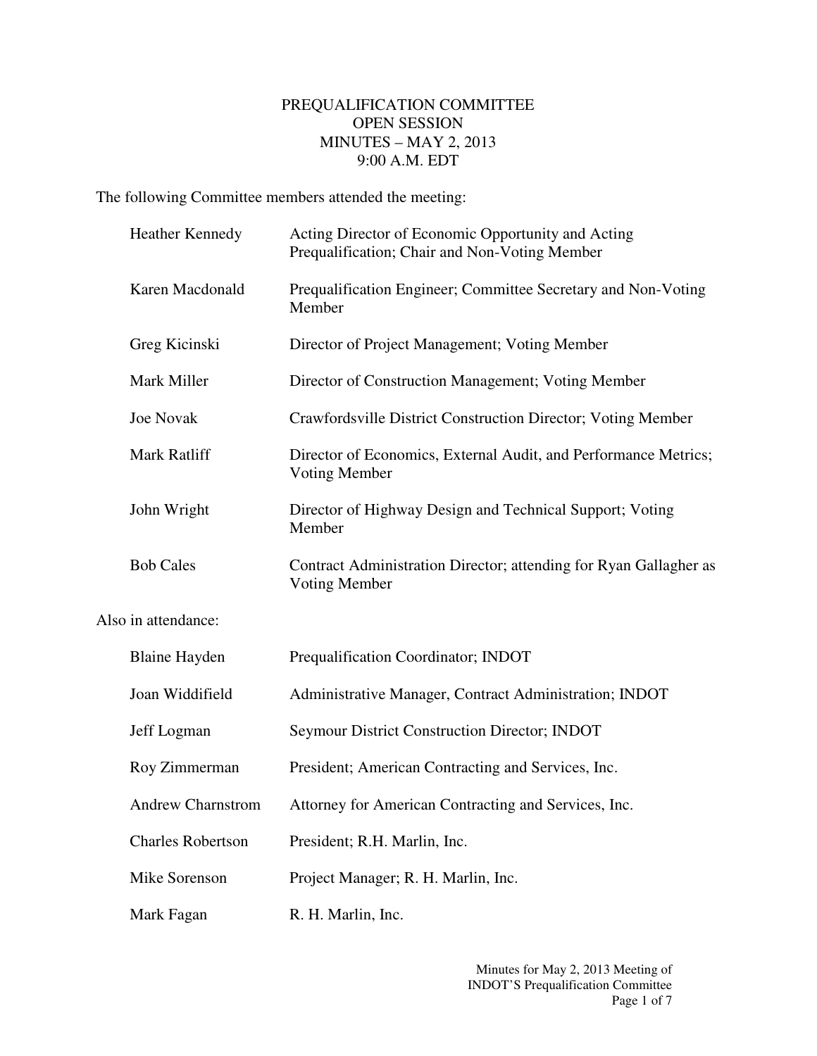# PREQUALIFICATION COMMITTEE
## OPEN SESSION
## MINUTES – MAY 2, 2013
## 9:00 A.M. EDT

The following Committee members attended the meeting:

| | |
|---|---|
| Heather Kennedy | Acting Director of Economic Opportunity and Acting Prequalification; Chair and Non-Voting Member |
| Karen Macdonald | Prequalification Engineer; Committee Secretary and Non-Voting Member |
| Greg Kicinski | Director of Project Management; Voting Member |
| Mark Miller | Director of Construction Management; Voting Member |
| Joe Novak | Crawfordsville District Construction Director; Voting Member |
| Mark Ratliff | Director of Economics, External Audit, and Performance Metrics; Voting Member |
| John Wright | Director of Highway Design and Technical Support; Voting Member |
| Bob Cales | Contract Administration Director; attending for Ryan Gallagher as Voting Member |

Also in attendance:

| | |
|---|---|
| Blaine Hayden | Prequalification Coordinator; INDOT |
| Joan Widdifield | Administrative Manager, Contract Administration; INDOT |
| Jeff Logman | Seymour District Construction Director; INDOT |
| Roy Zimmerman | President; American Contracting and Services, Inc. |
| Andrew Charnstrom | Attorney for American Contracting and Services, Inc. |
| Charles Robertson | President; R.H. Marlin, Inc. |
| Mike Sorenson | Project Manager; R. H. Marlin, Inc. |
| Mark Fagan | R. H. Marlin, Inc. |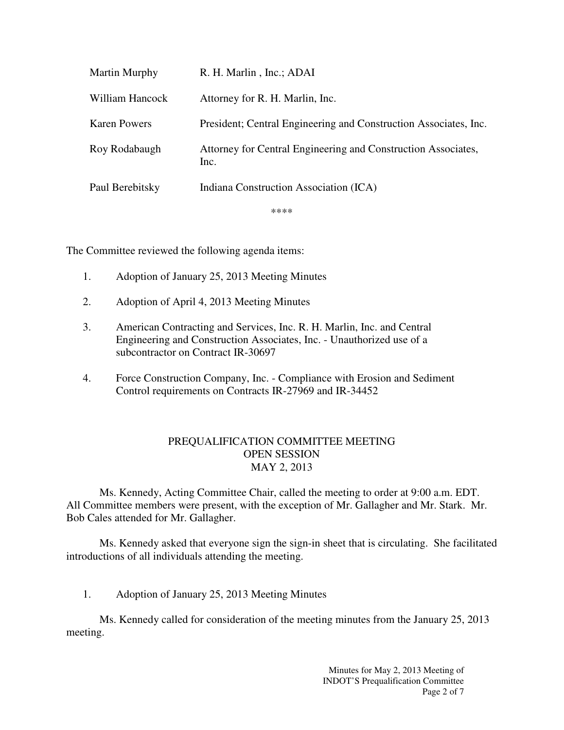| | |
|---|---|
| Martin Murphy | R. H. Marlin , Inc.; ADAI |
| William Hancock | Attorney for R. H. Marlin, Inc. |
| Karen Powers | President; Central Engineering and Construction Associates, Inc. |
| Roy Rodabaugh | Attorney for Central Engineering and Construction Associates, Inc. |
| Paul Berebitsky | Indiana Construction Association (ICA) |

****

The Committee reviewed the following agenda items:

1. Adoption of January 25, 2013 Meeting Minutes

2. Adoption of April 4, 2013 Meeting Minutes

3. American Contracting and Services, Inc. R. H. Marlin, Inc. and Central Engineering and Construction Associates, Inc. - Unauthorized use of a subcontractor on Contract IR-30697

4. Force Construction Company, Inc. - Compliance with Erosion and Sediment Control requirements on Contracts IR-27969 and IR-34452

## PREQUALIFICATION COMMITTEE MEETING OPEN SESSION MAY 2, 2013

Ms. Kennedy, Acting Committee Chair, called the meeting to order at 9:00 a.m. EDT. All Committee members were present, with the exception of Mr. Gallagher and Mr. Stark. Mr. Bob Cales attended for Mr. Gallagher.

Ms. Kennedy asked that everyone sign the sign-in sheet that is circulating. She facilitated introductions of all individuals attending the meeting.

1. Adoption of January 25, 2013 Meeting Minutes

Ms. Kennedy called for consideration of the meeting minutes from the January 25, 2013 meeting.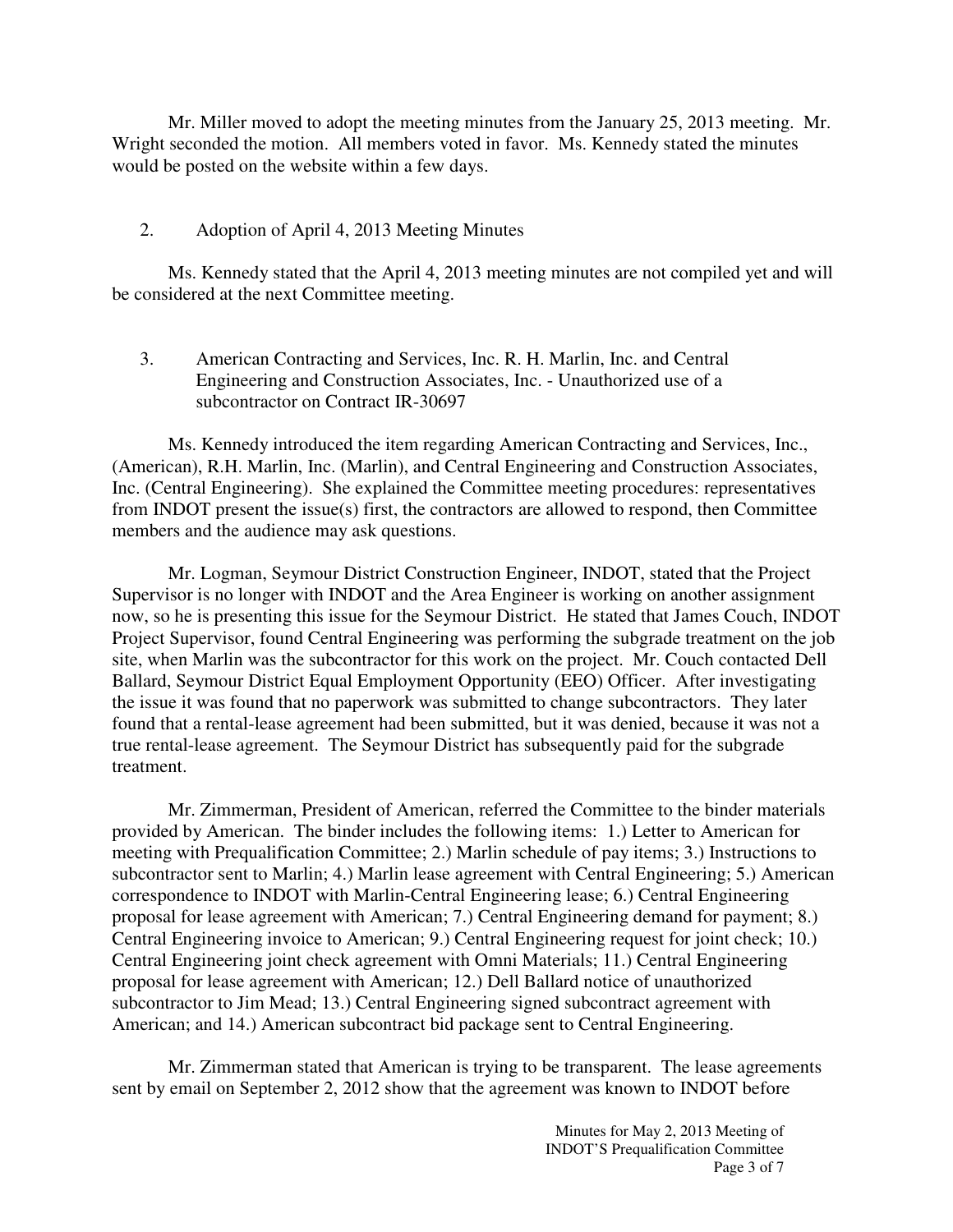Mr. Miller moved to adopt the meeting minutes from the January 25, 2013 meeting. Mr. Wright seconded the motion. All members voted in favor. Ms. Kennedy stated the minutes would be posted on the website within a few days.

2. Adoption of April 4, 2013 Meeting Minutes

Ms. Kennedy stated that the April 4, 2013 meeting minutes are not compiled yet and will be considered at the next Committee meeting.

3. American Contracting and Services, Inc. R. H. Marlin, Inc. and Central Engineering and Construction Associates, Inc. - Unauthorized use of a subcontractor on Contract IR-30697

Ms. Kennedy introduced the item regarding American Contracting and Services, Inc., (American), R.H. Marlin, Inc. (Marlin), and Central Engineering and Construction Associates, Inc. (Central Engineering). She explained the Committee meeting procedures: representatives from INDOT present the issue(s) first, the contractors are allowed to respond, then Committee members and the audience may ask questions.

Mr. Logman, Seymour District Construction Engineer, INDOT, stated that the Project Supervisor is no longer with INDOT and the Area Engineer is working on another assignment now, so he is presenting this issue for the Seymour District. He stated that James Couch, INDOT Project Supervisor, found Central Engineering was performing the subgrade treatment on the job site, when Marlin was the subcontractor for this work on the project. Mr. Couch contacted Dell Ballard, Seymour District Equal Employment Opportunity (EEO) Officer. After investigating the issue it was found that no paperwork was submitted to change subcontractors. They later found that a rental-lease agreement had been submitted, but it was denied, because it was not a true rental-lease agreement. The Seymour District has subsequently paid for the subgrade treatment.

Mr. Zimmerman, President of American, referred the Committee to the binder materials provided by American. The binder includes the following items: 1.) Letter to American for meeting with Prequalification Committee; 2.) Marlin schedule of pay items; 3.) Instructions to subcontractor sent to Marlin; 4.) Marlin lease agreement with Central Engineering; 5.) American correspondence to INDOT with Marlin-Central Engineering lease; 6.) Central Engineering proposal for lease agreement with American; 7.) Central Engineering demand for payment; 8.) Central Engineering invoice to American; 9.) Central Engineering request for joint check; 10.) Central Engineering joint check agreement with Omni Materials; 11.) Central Engineering proposal for lease agreement with American; 12.) Dell Ballard notice of unauthorized subcontractor to Jim Mead; 13.) Central Engineering signed subcontract agreement with American; and 14.) American subcontract bid package sent to Central Engineering.

Mr. Zimmerman stated that American is trying to be transparent. The lease agreements sent by email on September 2, 2012 show that the agreement was known to INDOT before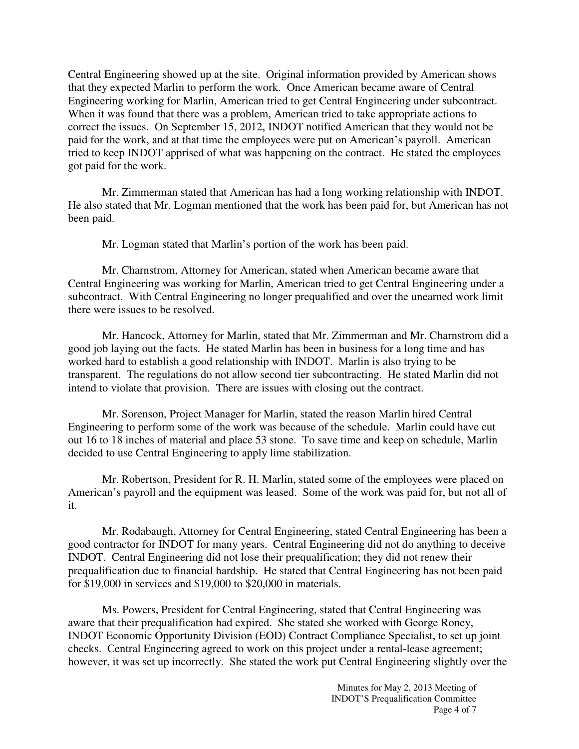Central Engineering showed up at the site. Original information provided by American shows that they expected Marlin to perform the work. Once American became aware of Central Engineering working for Marlin, American tried to get Central Engineering under subcontract. When it was found that there was a problem, American tried to take appropriate actions to correct the issues. On September 15, 2012, INDOT notified American that they would not be paid for the work, and at that time the employees were put on American's payroll. American tried to keep INDOT apprised of what was happening on the contract. He stated the employees got paid for the work.

Mr. Zimmerman stated that American has had a long working relationship with INDOT. He also stated that Mr. Logman mentioned that the work has been paid for, but American has not been paid.

Mr. Logman stated that Marlin's portion of the work has been paid.

Mr. Charnstrom, Attorney for American, stated when American became aware that Central Engineering was working for Marlin, American tried to get Central Engineering under a subcontract. With Central Engineering no longer prequalified and over the unearned work limit there were issues to be resolved.

Mr. Hancock, Attorney for Marlin, stated that Mr. Zimmerman and Mr. Charnstrom did a good job laying out the facts. He stated Marlin has been in business for a long time and has worked hard to establish a good relationship with INDOT. Marlin is also trying to be transparent. The regulations do not allow second tier subcontracting. He stated Marlin did not intend to violate that provision. There are issues with closing out the contract.

Mr. Sorenson, Project Manager for Marlin, stated the reason Marlin hired Central Engineering to perform some of the work was because of the schedule. Marlin could have cut out 16 to 18 inches of material and place 53 stone. To save time and keep on schedule, Marlin decided to use Central Engineering to apply lime stabilization.

Mr. Robertson, President for R. H. Marlin, stated some of the employees were placed on American's payroll and the equipment was leased. Some of the work was paid for, but not all of it.

Mr. Rodabaugh, Attorney for Central Engineering, stated Central Engineering has been a good contractor for INDOT for many years. Central Engineering did not do anything to deceive INDOT. Central Engineering did not lose their prequalification; they did not renew their prequalification due to financial hardship. He stated that Central Engineering has not been paid for $19,000 in services and $19,000 to $20,000 in materials.

Ms. Powers, President for Central Engineering, stated that Central Engineering was aware that their prequalification had expired. She stated she worked with George Roney, INDOT Economic Opportunity Division (EOD) Contract Compliance Specialist, to set up joint checks. Central Engineering agreed to work on this project under a rental-lease agreement; however, it was set up incorrectly. She stated the work put Central Engineering slightly over the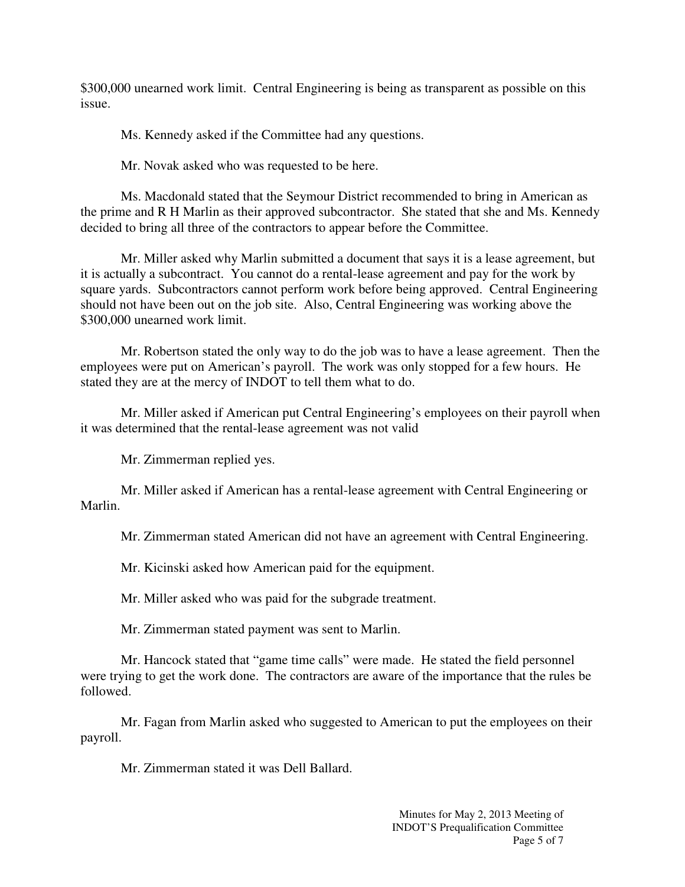$300,000 unearned work limit. Central Engineering is being as transparent as possible on this issue.

Ms. Kennedy asked if the Committee had any questions.

Mr. Novak asked who was requested to be here.

Ms. Macdonald stated that the Seymour District recommended to bring in American as the prime and R H Marlin as their approved subcontractor. She stated that she and Ms. Kennedy decided to bring all three of the contractors to appear before the Committee.

Mr. Miller asked why Marlin submitted a document that says it is a lease agreement, but it is actually a subcontract. You cannot do a rental-lease agreement and pay for the work by square yards. Subcontractors cannot perform work before being approved. Central Engineering should not have been out on the job site. Also, Central Engineering was working above the $300,000 unearned work limit.

Mr. Robertson stated the only way to do the job was to have a lease agreement. Then the employees were put on American's payroll. The work was only stopped for a few hours. He stated they are at the mercy of INDOT to tell them what to do.

Mr. Miller asked if American put Central Engineering's employees on their payroll when it was determined that the rental-lease agreement was not valid

Mr. Zimmerman replied yes.

Mr. Miller asked if American has a rental-lease agreement with Central Engineering or Marlin.

Mr. Zimmerman stated American did not have an agreement with Central Engineering.

Mr. Kicinski asked how American paid for the equipment.

Mr. Miller asked who was paid for the subgrade treatment.

Mr. Zimmerman stated payment was sent to Marlin.

Mr. Hancock stated that "game time calls" were made. He stated the field personnel were trying to get the work done. The contractors are aware of the importance that the rules be followed.

Mr. Fagan from Marlin asked who suggested to American to put the employees on their payroll.

Mr. Zimmerman stated it was Dell Ballard.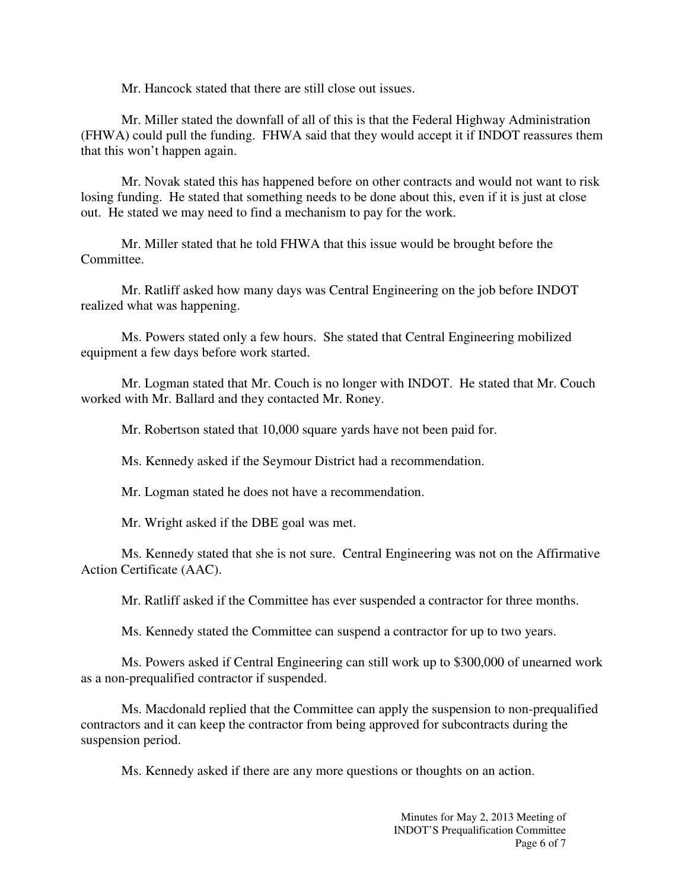Mr. Hancock stated that there are still close out issues.

Mr. Miller stated the downfall of all of this is that the Federal Highway Administration (FHWA) could pull the funding. FHWA said that they would accept it if INDOT reassures them that this won't happen again.

Mr. Novak stated this has happened before on other contracts and would not want to risk losing funding. He stated that something needs to be done about this, even if it is just at close out. He stated we may need to find a mechanism to pay for the work.

Mr. Miller stated that he told FHWA that this issue would be brought before the Committee.

Mr. Ratliff asked how many days was Central Engineering on the job before INDOT realized what was happening.

Ms. Powers stated only a few hours. She stated that Central Engineering mobilized equipment a few days before work started.

Mr. Logman stated that Mr. Couch is no longer with INDOT. He stated that Mr. Couch worked with Mr. Ballard and they contacted Mr. Roney.

Mr. Robertson stated that 10,000 square yards have not been paid for.

Ms. Kennedy asked if the Seymour District had a recommendation.

Mr. Logman stated he does not have a recommendation.

Mr. Wright asked if the DBE goal was met.

Ms. Kennedy stated that she is not sure. Central Engineering was not on the Affirmative Action Certificate (AAC).

Mr. Ratliff asked if the Committee has ever suspended a contractor for three months.

Ms. Kennedy stated the Committee can suspend a contractor for up to two years.

Ms. Powers asked if Central Engineering can still work up to $300,000 of unearned work as a non-prequalified contractor if suspended.

Ms. Macdonald replied that the Committee can apply the suspension to non-prequalified contractors and it can keep the contractor from being approved for subcontracts during the suspension period.

Ms. Kennedy asked if there are any more questions or thoughts on an action.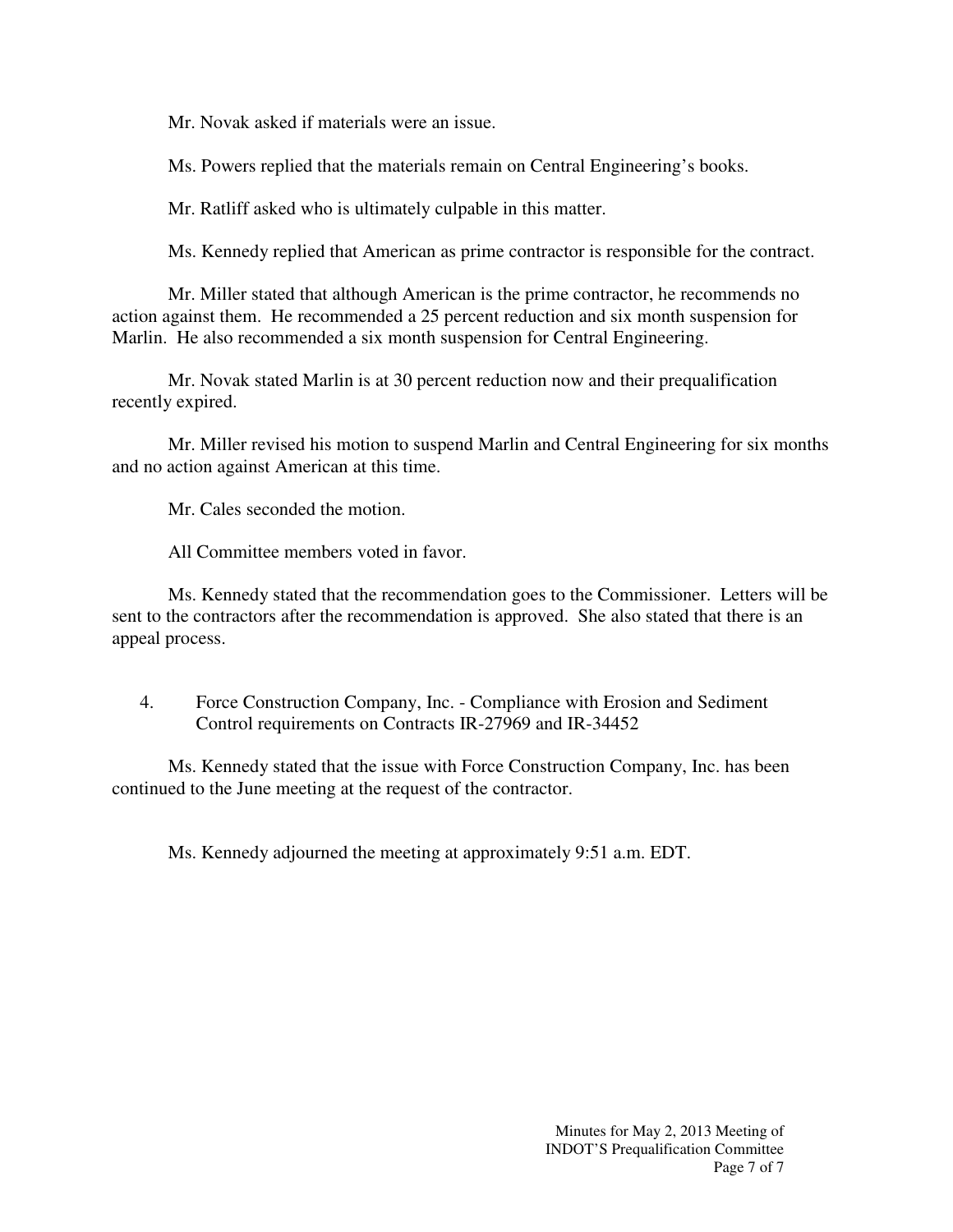Mr. Novak asked if materials were an issue.

Ms. Powers replied that the materials remain on Central Engineering's books.

Mr. Ratliff asked who is ultimately culpable in this matter.

Ms. Kennedy replied that American as prime contractor is responsible for the contract.

Mr. Miller stated that although American is the prime contractor, he recommends no action against them. He recommended a 25 percent reduction and six month suspension for Marlin. He also recommended a six month suspension for Central Engineering.

Mr. Novak stated Marlin is at 30 percent reduction now and their prequalification recently expired.

Mr. Miller revised his motion to suspend Marlin and Central Engineering for six months and no action against American at this time.

Mr. Cales seconded the motion.

All Committee members voted in favor.

Ms. Kennedy stated that the recommendation goes to the Commissioner. Letters will be sent to the contractors after the recommendation is approved. She also stated that there is an appeal process.

4. Force Construction Company, Inc. - Compliance with Erosion and Sediment Control requirements on Contracts IR-27969 and IR-34452

Ms. Kennedy stated that the issue with Force Construction Company, Inc. has been continued to the June meeting at the request of the contractor.

Ms. Kennedy adjourned the meeting at approximately 9:51 a.m. EDT.